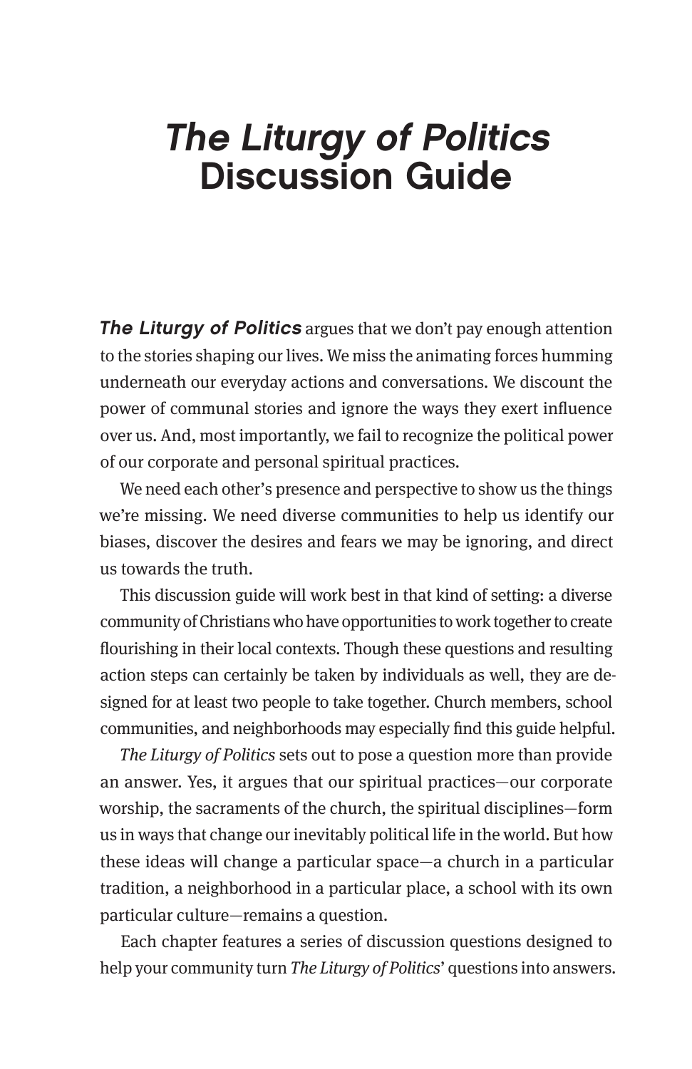# *The Liturgy of Politics* Discussion Guide

***The Liturgy of Politics*** argues that we don't pay enough attention to the stories shaping our lives. We miss the animating forces humming underneath our everyday actions and conversations. We discount the power of communal stories and ignore the ways they exert influence over us. And, most importantly, we fail to recognize the political power of our corporate and personal spiritual practices.

We need each other's presence and perspective to show us the things we're missing. We need diverse communities to help us identify our biases, discover the desires and fears we may be ignoring, and direct us towards the truth.

This discussion guide will work best in that kind of setting: a diverse community of Christians who have opportunities to work together to create flourishing in their local contexts. Though these questions and resulting action steps can certainly be taken by individuals as well, they are designed for at least two people to take together. Church members, school communities, and neighborhoods may especially find this guide helpful.

*The Liturgy of Politics* sets out to pose a question more than provide an answer. Yes, it argues that our spiritual practices—our corporate worship, the sacraments of the church, the spiritual disciplines—form us in ways that change our inevitably political life in the world. But how these ideas will change a particular space—a church in a particular tradition, a neighborhood in a particular place, a school with its own particular culture—remains a question.

Each chapter features a series of discussion questions designed to help your community turn *The Liturgy of Politics*' questions into answers.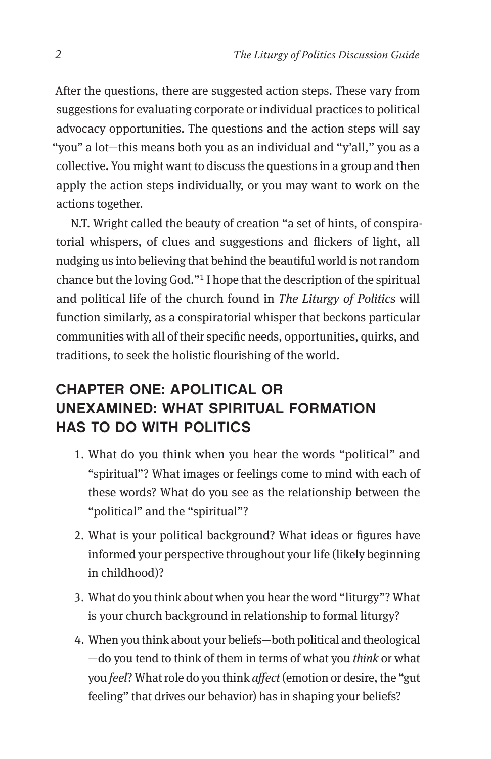After the questions, there are suggested action steps. These vary from suggestions for evaluating corporate or individual practices to political advocacy opportunities. The questions and the action steps will say "you" a lot—this means both you as an individual and "y'all," you as a collective. You might want to discuss the questions in a group and then apply the action steps individually, or you may want to work on the actions together.

N.T. Wright called the beauty of creation "a set of hints, of conspiratorial whispers, of clues and suggestions and flickers of light, all nudging us into believing that behind the beautiful world is not random chance but the loving God."[1] I hope that the description of the spiritual and political life of the church found in *The Liturgy of Politics* will function similarly, as a conspiratorial whisper that beckons particular communities with all of their specific needs, opportunities, quirks, and traditions, to seek the holistic flourishing of the world.

## CHAPTER ONE: APOLITICAL OR UNEXAMINED: WHAT SPIRITUAL FORMATION HAS TO DO WITH POLITICS

1. What do you think when you hear the words "political" and "spiritual"? What images or feelings come to mind with each of these words? What do you see as the relationship between the "political" and the "spiritual"?
2. What is your political background? What ideas or figures have informed your perspective throughout your life (likely beginning in childhood)?
3. What do you think about when you hear the word "liturgy"? What is your church background in relationship to formal liturgy?
4. When you think about your beliefs—both political and theological—do you tend to think of them in terms of what you *think* or what you *feel*? What role do you think *affect* (emotion or desire, the "gut feeling" that drives our behavior) has in shaping your beliefs?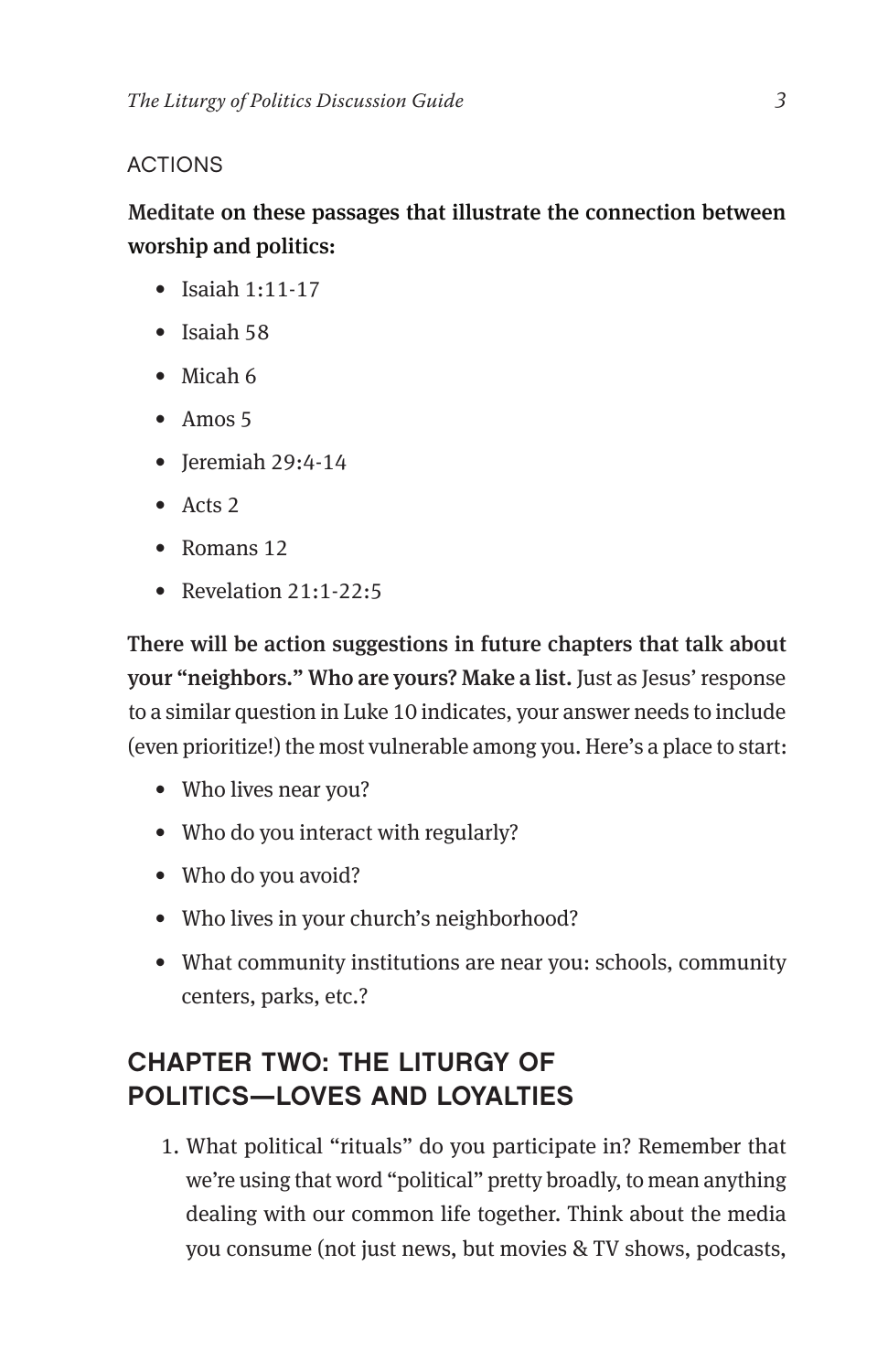### ACTIONS

**Meditate on these passages that illustrate the connection between worship and politics:**

- Isaiah 1:11-17
- Isaiah 58
- Micah 6
- Amos 5
- Jeremiah 29:4-14
- Acts 2
- Romans 12
- Revelation 21:1-22:5

**There will be action suggestions in future chapters that talk about your "neighbors." Who are yours? Make a list.** Just as Jesus' response to a similar question in Luke 10 indicates, your answer needs to include (even prioritize!) the most vulnerable among you. Here's a place to start:

- Who lives near you?
- Who do you interact with regularly?
- Who do you avoid?
- Who lives in your church's neighborhood?
- What community institutions are near you: schools, community centers, parks, etc.?

## CHAPTER TWO: THE LITURGY OF POLITICS—LOVES AND LOYALTIES

1. What political "rituals" do you participate in? Remember that we're using that word "political" pretty broadly, to mean anything dealing with our common life together. Think about the media you consume (not just news, but movies & TV shows, podcasts,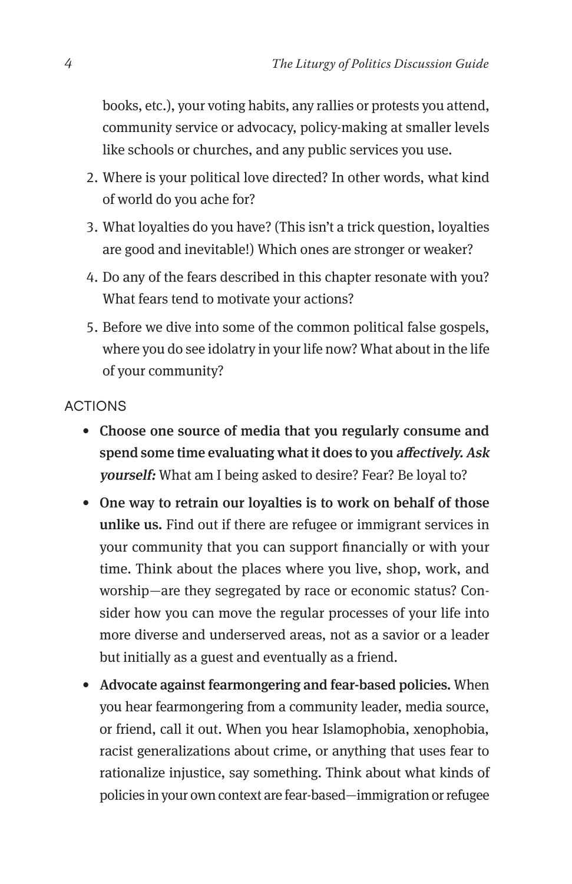books, etc.), your voting habits, any rallies or protests you attend, community service or advocacy, policy-making at smaller levels like schools or churches, and any public services you use.

2. Where is your political love directed? In other words, what kind of world do you ache for?
3. What loyalties do you have? (This isn't a trick question, loyalties are good and inevitable!) Which ones are stronger or weaker?
4. Do any of the fears described in this chapter resonate with you? What fears tend to motivate your actions?
5. Before we dive into some of the common political false gospels, where you do see idolatry in your life now? What about in the life of your community?

## ACTIONS

- **Choose one source of media that you regularly consume and spend some time evaluating what it does to you *affectively. Ask yourself:*** What am I being asked to desire? Fear? Be loyal to?
- **One way to retrain our loyalties is to work on behalf of those unlike us.** Find out if there are refugee or immigrant services in your community that you can support financially or with your time. Think about the places where you live, shop, work, and worship—are they segregated by race or economic status? Consider how you can move the regular processes of your life into more diverse and underserved areas, not as a savior or a leader but initially as a guest and eventually as a friend.
- **Advocate against fearmongering and fear-based policies.** When you hear fearmongering from a community leader, media source, or friend, call it out. When you hear Islamophobia, xenophobia, racist generalizations about crime, or anything that uses fear to rationalize injustice, say something. Think about what kinds of policies in your own context are fear-based—immigration or refugee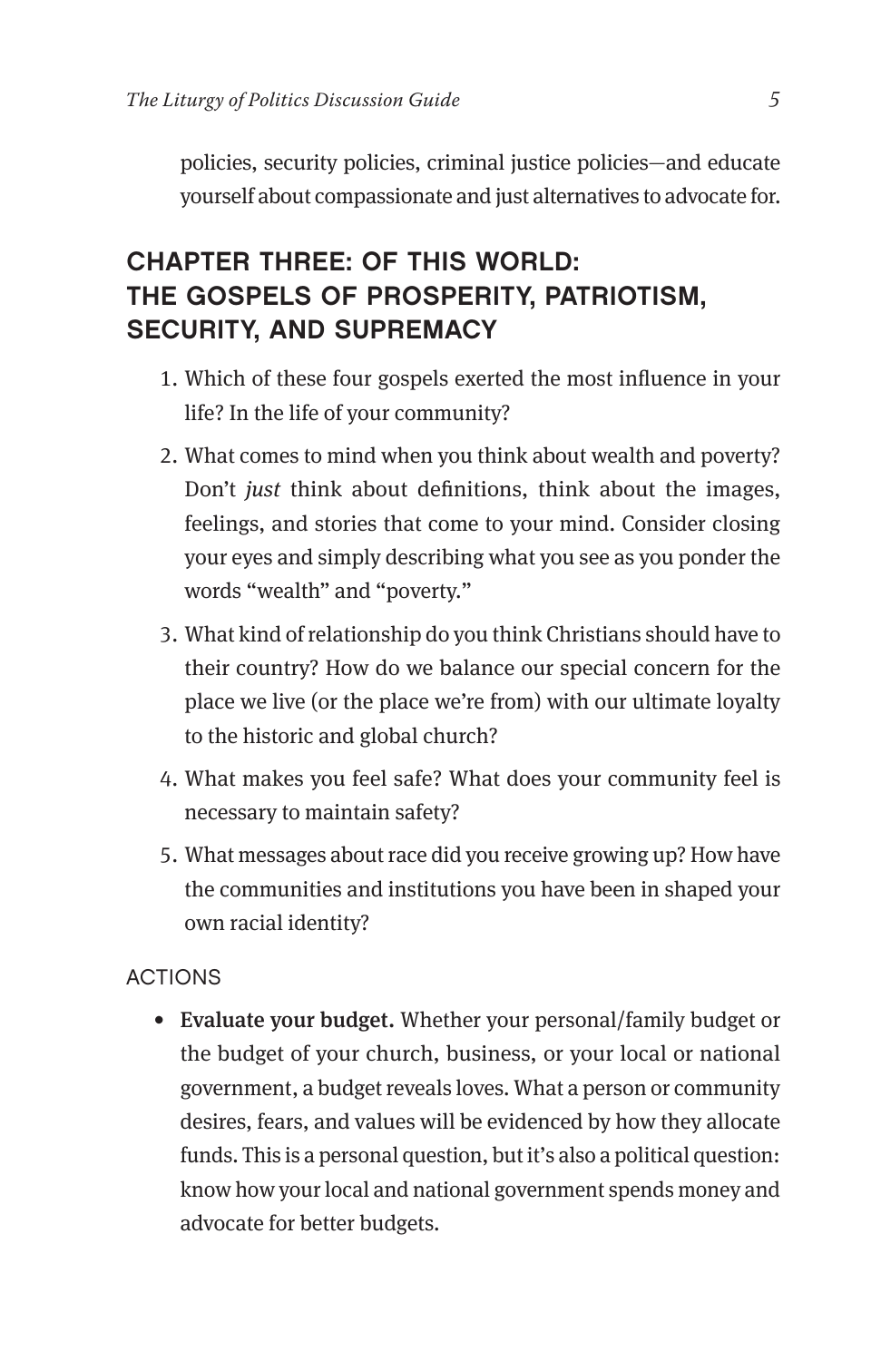policies, security policies, criminal justice policies—and educate yourself about compassionate and just alternatives to advocate for.

## CHAPTER THREE: OF THIS WORLD: THE GOSPELS OF PROSPERITY, PATRIOTISM, SECURITY, AND SUPREMACY

1. Which of these four gospels exerted the most influence in your life? In the life of your community?
2. What comes to mind when you think about wealth and poverty? Don't *just* think about definitions, think about the images, feelings, and stories that come to your mind. Consider closing your eyes and simply describing what you see as you ponder the words "wealth" and "poverty."
3. What kind of relationship do you think Christians should have to their country? How do we balance our special concern for the place we live (or the place we're from) with our ultimate loyalty to the historic and global church?
4. What makes you feel safe? What does your community feel is necessary to maintain safety?
5. What messages about race did you receive growing up? How have the communities and institutions you have been in shaped your own racial identity?

### ACTIONS

- **Evaluate your budget.** Whether your personal/family budget or the budget of your church, business, or your local or national government, a budget reveals loves. What a person or community desires, fears, and values will be evidenced by how they allocate funds. This is a personal question, but it's also a political question: know how your local and national government spends money and advocate for better budgets.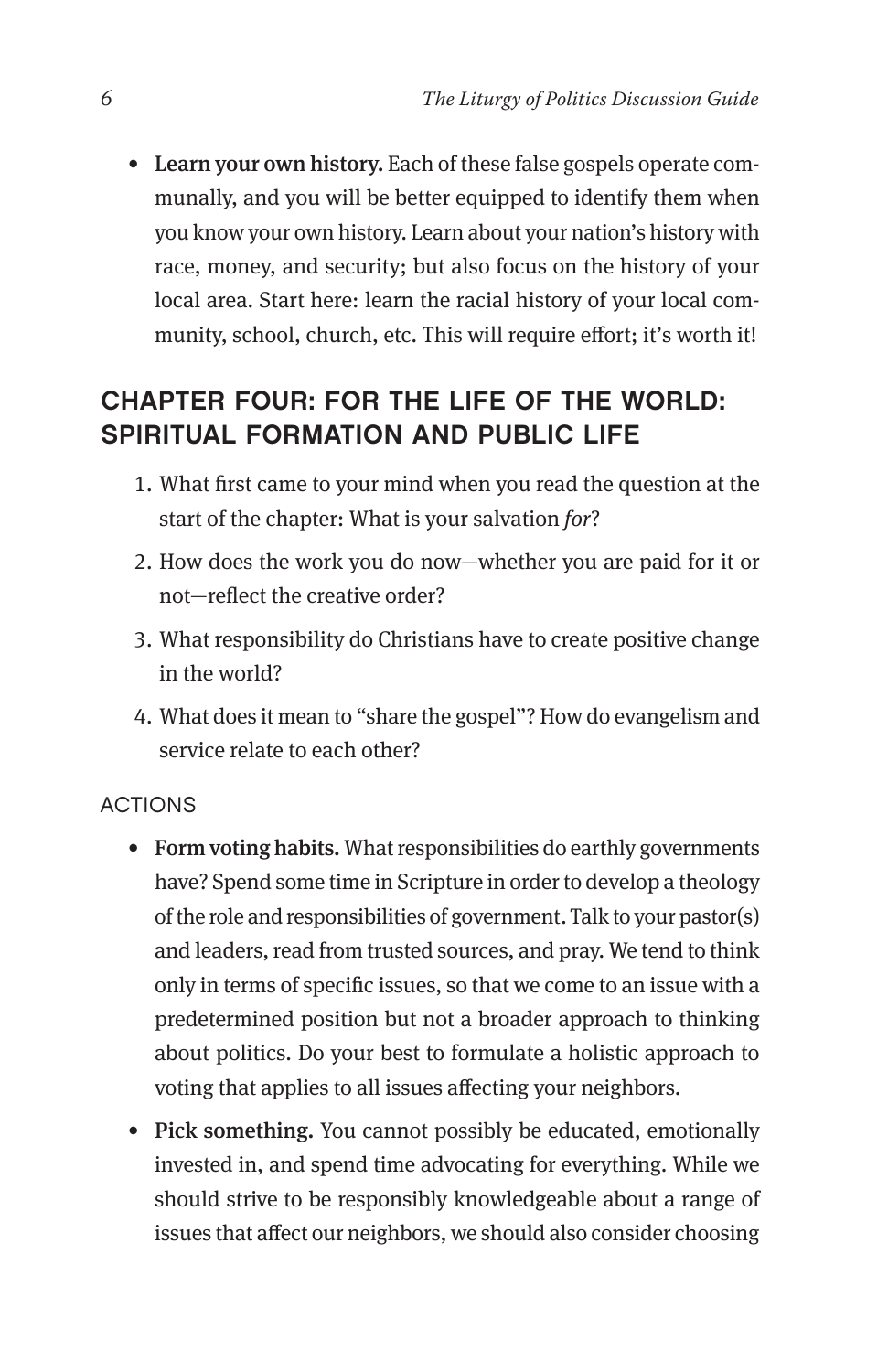- **Learn your own history.** Each of these false gospels operate communally, and you will be better equipped to identify them when you know your own history. Learn about your nation's history with race, money, and security; but also focus on the history of your local area. Start here: learn the racial history of your local community, school, church, etc. This will require effort; it's worth it!

## CHAPTER FOUR: FOR THE LIFE OF THE WORLD: SPIRITUAL FORMATION AND PUBLIC LIFE

1. What first came to your mind when you read the question at the start of the chapter: What is your salvation *for*?
2. How does the work you do now—whether you are paid for it or not—reflect the creative order?
3. What responsibility do Christians have to create positive change in the world?
4. What does it mean to "share the gospel"? How do evangelism and service relate to each other?

### ACTIONS

- **Form voting habits.** What responsibilities do earthly governments have? Spend some time in Scripture in order to develop a theology of the role and responsibilities of government. Talk to your pastor(s) and leaders, read from trusted sources, and pray. We tend to think only in terms of specific issues, so that we come to an issue with a predetermined position but not a broader approach to thinking about politics. Do your best to formulate a holistic approach to voting that applies to all issues affecting your neighbors.
- **Pick something.** You cannot possibly be educated, emotionally invested in, and spend time advocating for everything. While we should strive to be responsibly knowledgeable about a range of issues that affect our neighbors, we should also consider choosing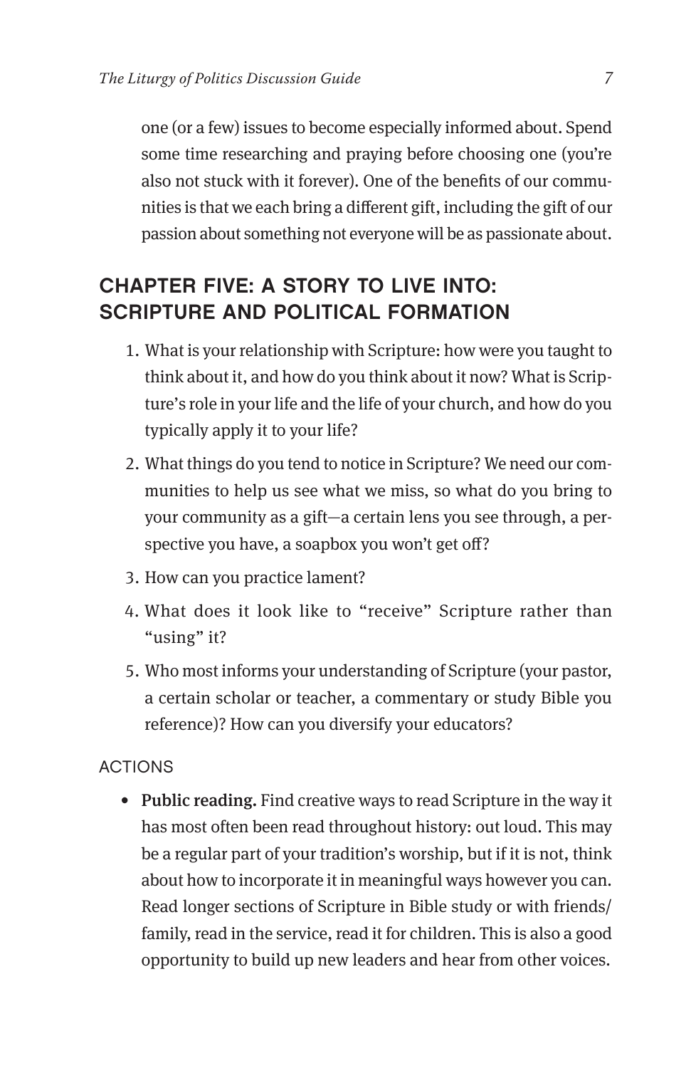one (or a few) issues to become especially informed about. Spend some time researching and praying before choosing one (you're also not stuck with it forever). One of the benefits of our communities is that we each bring a different gift, including the gift of our passion about something not everyone will be as passionate about.

## CHAPTER FIVE: A STORY TO LIVE INTO: SCRIPTURE AND POLITICAL FORMATION

1. What is your relationship with Scripture: how were you taught to think about it, and how do you think about it now? What is Scripture's role in your life and the life of your church, and how do you typically apply it to your life?
2. What things do you tend to notice in Scripture? We need our communities to help us see what we miss, so what do you bring to your community as a gift—a certain lens you see through, a perspective you have, a soapbox you won't get off?
3. How can you practice lament?
4. What does it look like to "receive" Scripture rather than "using" it?
5. Who most informs your understanding of Scripture (your pastor, a certain scholar or teacher, a commentary or study Bible you reference)? How can you diversify your educators?

### ACTIONS

- **Public reading.** Find creative ways to read Scripture in the way it has most often been read throughout history: out loud. This may be a regular part of your tradition's worship, but if it is not, think about how to incorporate it in meaningful ways however you can. Read longer sections of Scripture in Bible study or with friends/family, read in the service, read it for children. This is also a good opportunity to build up new leaders and hear from other voices.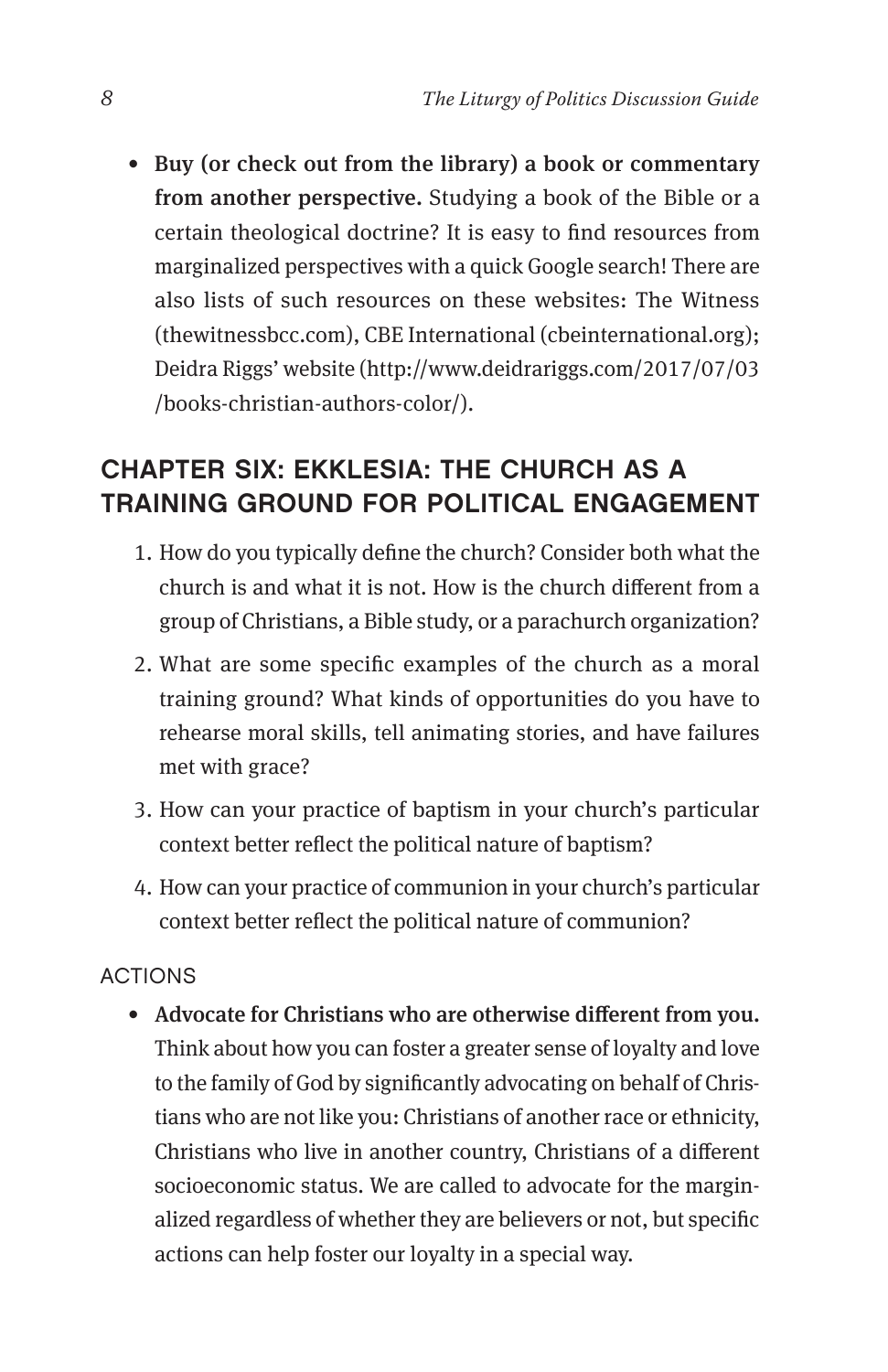- **Buy (or check out from the library) a book or commentary from another perspective.** Studying a book of the Bible or a certain theological doctrine? It is easy to find resources from marginalized perspectives with a quick Google search! There are also lists of such resources on these websites: The Witness (thewitnessbcc.com), CBE International (cbeinternational.org); Deidra Riggs' website (http://www.deidrariggs.com/2017/07/03/books-christian-authors-color/).

## CHAPTER SIX: EKKLESIA: THE CHURCH AS A TRAINING GROUND FOR POLITICAL ENGAGEMENT

1. How do you typically define the church? Consider both what the church is and what it is not. How is the church different from a group of Christians, a Bible study, or a parachurch organization?
2. What are some specific examples of the church as a moral training ground? What kinds of opportunities do you have to rehearse moral skills, tell animating stories, and have failures met with grace?
3. How can your practice of baptism in your church's particular context better reflect the political nature of baptism?
4. How can your practice of communion in your church's particular context better reflect the political nature of communion?

### ACTIONS

- **Advocate for Christians who are otherwise different from you.** Think about how you can foster a greater sense of loyalty and love to the family of God by significantly advocating on behalf of Christians who are not like you: Christians of another race or ethnicity, Christians who live in another country, Christians of a different socioeconomic status. We are called to advocate for the marginalized regardless of whether they are believers or not, but specific actions can help foster our loyalty in a special way.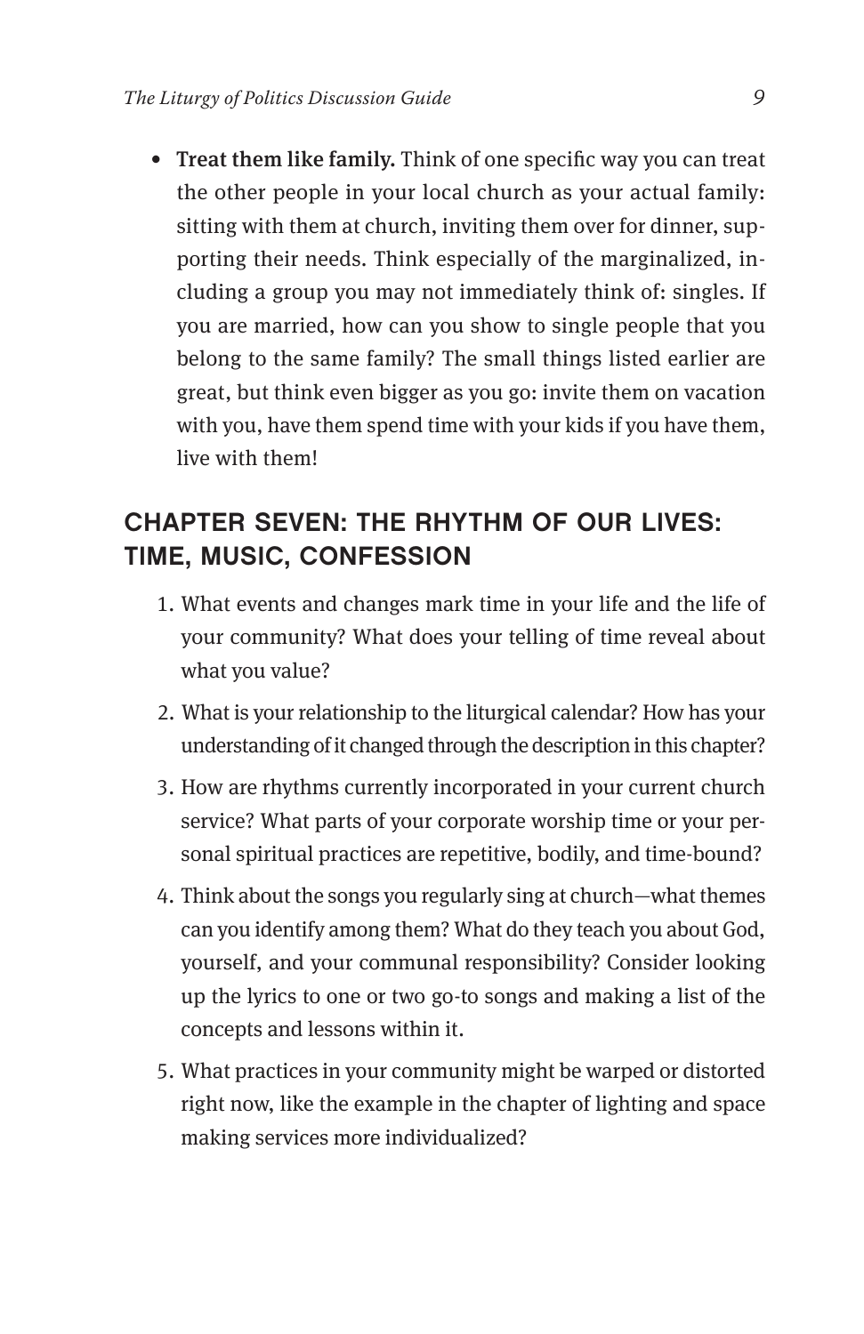- **Treat them like family.** Think of one specific way you can treat the other people in your local church as your actual family: sitting with them at church, inviting them over for dinner, supporting their needs. Think especially of the marginalized, including a group you may not immediately think of: singles. If you are married, how can you show to single people that you belong to the same family? The small things listed earlier are great, but think even bigger as you go: invite them on vacation with you, have them spend time with your kids if you have them, live with them!

## CHAPTER SEVEN: THE RHYTHM OF OUR LIVES: TIME, MUSIC, CONFESSION

1. What events and changes mark time in your life and the life of your community? What does your telling of time reveal about what you value?
2. What is your relationship to the liturgical calendar? How has your understanding of it changed through the description in this chapter?
3. How are rhythms currently incorporated in your current church service? What parts of your corporate worship time or your personal spiritual practices are repetitive, bodily, and time-bound?
4. Think about the songs you regularly sing at church—what themes can you identify among them? What do they teach you about God, yourself, and your communal responsibility? Consider looking up the lyrics to one or two go-to songs and making a list of the concepts and lessons within it.
5. What practices in your community might be warped or distorted right now, like the example in the chapter of lighting and space making services more individualized?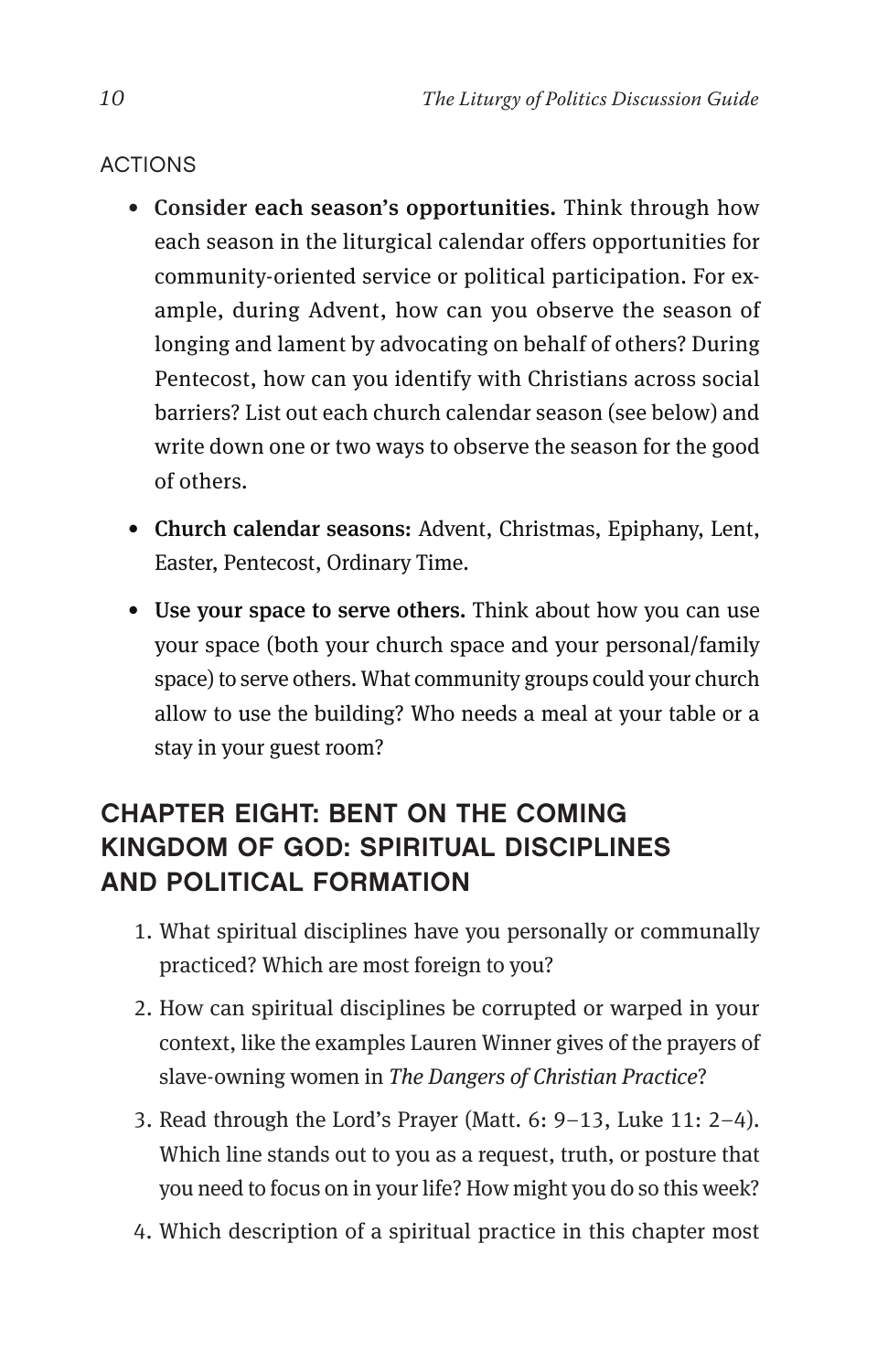### ACTIONS

- **Consider each season's opportunities.** Think through how each season in the liturgical calendar offers opportunities for community-oriented service or political participation. For example, during Advent, how can you observe the season of longing and lament by advocating on behalf of others? During Pentecost, how can you identify with Christians across social barriers? List out each church calendar season (see below) and write down one or two ways to observe the season for the good of others.
- **Church calendar seasons:** Advent, Christmas, Epiphany, Lent, Easter, Pentecost, Ordinary Time.
- **Use your space to serve others.** Think about how you can use your space (both your church space and your personal/family space) to serve others. What community groups could your church allow to use the building? Who needs a meal at your table or a stay in your guest room?

## CHAPTER EIGHT: BENT ON THE COMING KINGDOM OF GOD: SPIRITUAL DISCIPLINES AND POLITICAL FORMATION

1. What spiritual disciplines have you personally or communally practiced? Which are most foreign to you?
2. How can spiritual disciplines be corrupted or warped in your context, like the examples Lauren Winner gives of the prayers of slave-owning women in *The Dangers of Christian Practice*?
3. Read through the Lord's Prayer (Matt. 6: 9–13, Luke 11: 2–4). Which line stands out to you as a request, truth, or posture that you need to focus on in your life? How might you do so this week?
4. Which description of a spiritual practice in this chapter most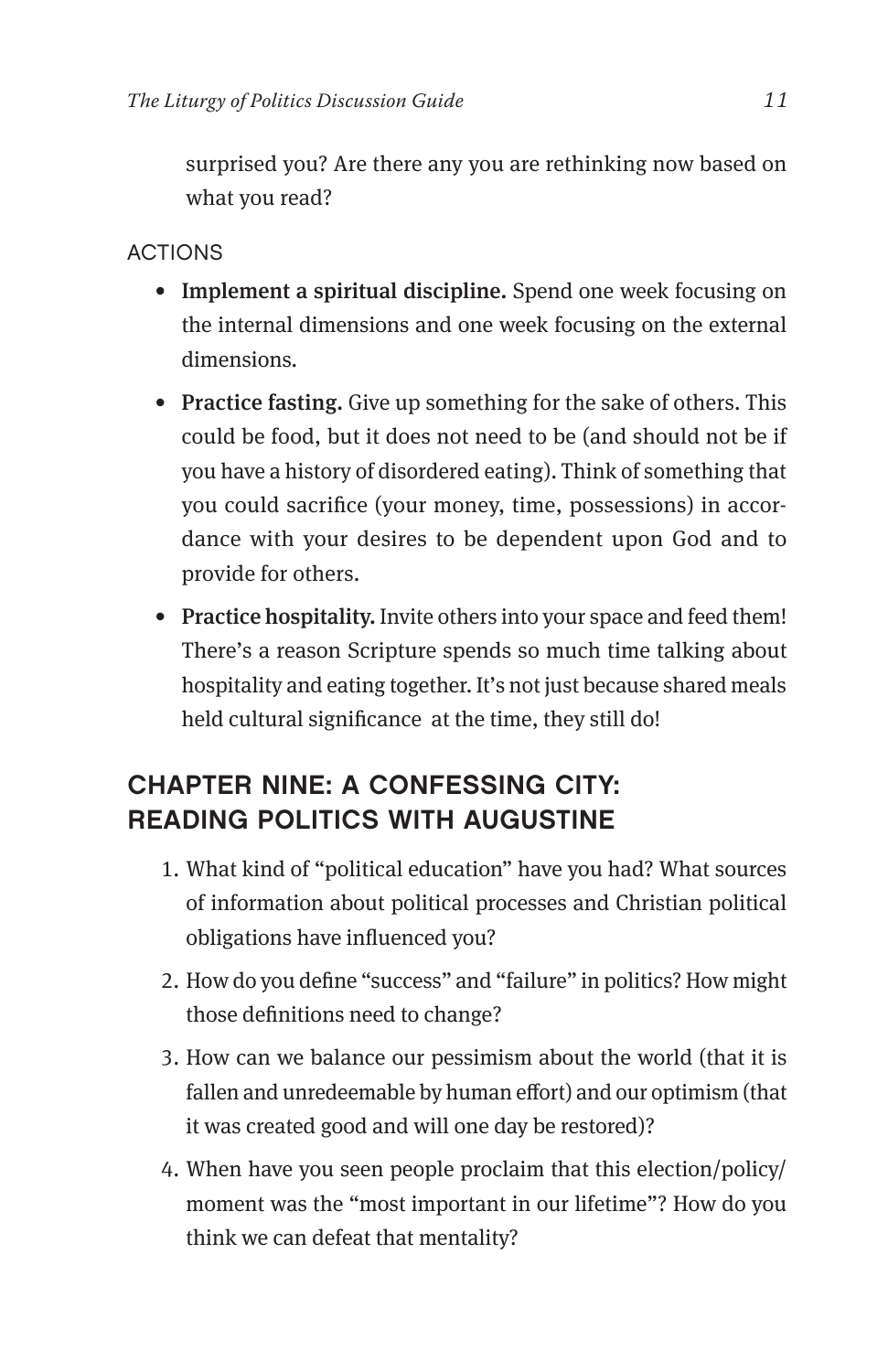surprised you? Are there any you are rethinking now based on what you read?

ACTIONS

- **Implement a spiritual discipline.** Spend one week focusing on the internal dimensions and one week focusing on the external dimensions.
- **Practice fasting.** Give up something for the sake of others. This could be food, but it does not need to be (and should not be if you have a history of disordered eating). Think of something that you could sacrifice (your money, time, possessions) in accordance with your desires to be dependent upon God and to provide for others.
- **Practice hospitality.** Invite others into your space and feed them! There's a reason Scripture spends so much time talking about hospitality and eating together. It's not just because shared meals held cultural significance  at the time, they still do!

## CHAPTER NINE: A CONFESSING CITY: READING POLITICS WITH AUGUSTINE

1. What kind of "political education" have you had? What sources of information about political processes and Christian political obligations have influenced you?
2. How do you define "success" and "failure" in politics? How might those definitions need to change?
3. How can we balance our pessimism about the world (that it is fallen and unredeemable by human effort) and our optimism (that it was created good and will one day be restored)?
4. When have you seen people proclaim that this election/policy/moment was the "most important in our lifetime"? How do you think we can defeat that mentality?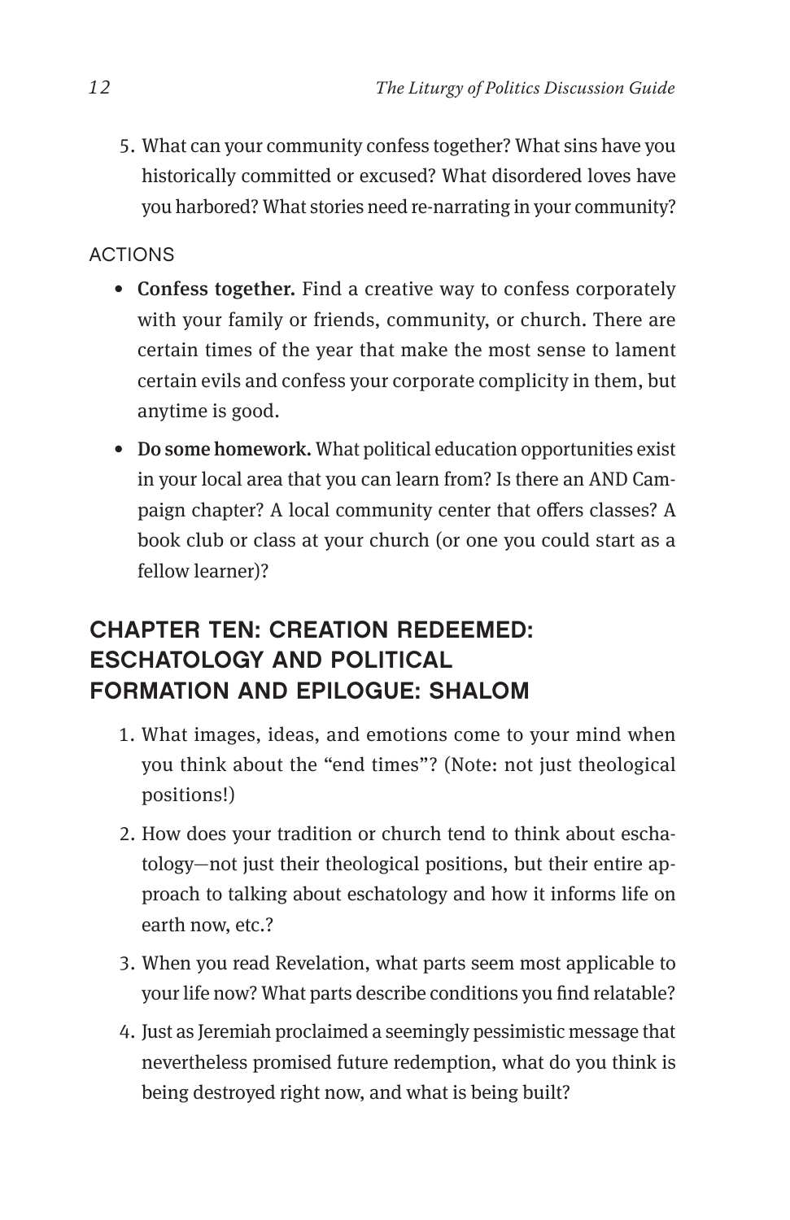5. What can your community confess together? What sins have you historically committed or excused? What disordered loves have you harbored? What stories need re-narrating in your community?

ACTIONS

- **Confess together.** Find a creative way to confess corporately with your family or friends, community, or church. There are certain times of the year that make the most sense to lament certain evils and confess your corporate complicity in them, but anytime is good.
- **Do some homework.** What political education opportunities exist in your local area that you can learn from? Is there an AND Campaign chapter? A local community center that offers classes? A book club or class at your church (or one you could start as a fellow learner)?

## CHAPTER TEN: CREATION REDEEMED: ESCHATOLOGY AND POLITICAL FORMATION AND EPILOGUE: SHALOM

1. What images, ideas, and emotions come to your mind when you think about the "end times"? (Note: not just theological positions!)
2. How does your tradition or church tend to think about eschatology—not just their theological positions, but their entire approach to talking about eschatology and how it informs life on earth now, etc.?
3. When you read Revelation, what parts seem most applicable to your life now? What parts describe conditions you find relatable?
4. Just as Jeremiah proclaimed a seemingly pessimistic message that nevertheless promised future redemption, what do you think is being destroyed right now, and what is being built?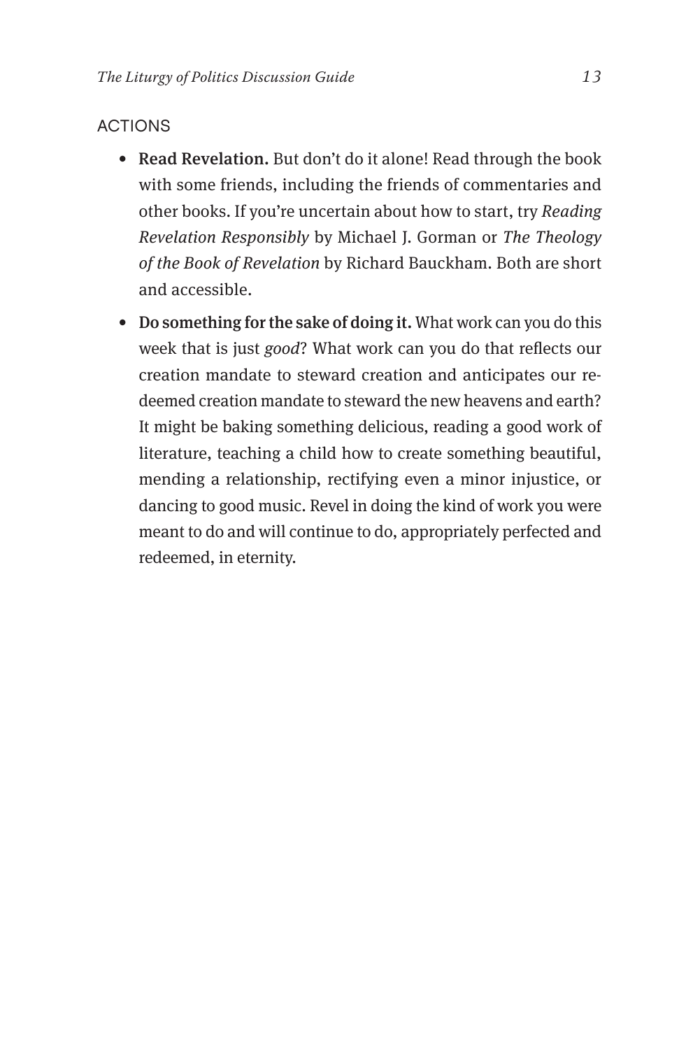## ACTIONS

- **Read Revelation.** But don't do it alone! Read through the book with some friends, including the friends of commentaries and other books. If you're uncertain about how to start, try *Reading Revelation Responsibly* by Michael J. Gorman or *The Theology of the Book of Revelation* by Richard Bauckham. Both are short and accessible.
- **Do something for the sake of doing it.** What work can you do this week that is just *good*? What work can you do that reflects our creation mandate to steward creation and anticipates our redeemed creation mandate to steward the new heavens and earth? It might be baking something delicious, reading a good work of literature, teaching a child how to create something beautiful, mending a relationship, rectifying even a minor injustice, or dancing to good music. Revel in doing the kind of work you were meant to do and will continue to do, appropriately perfected and redeemed, in eternity.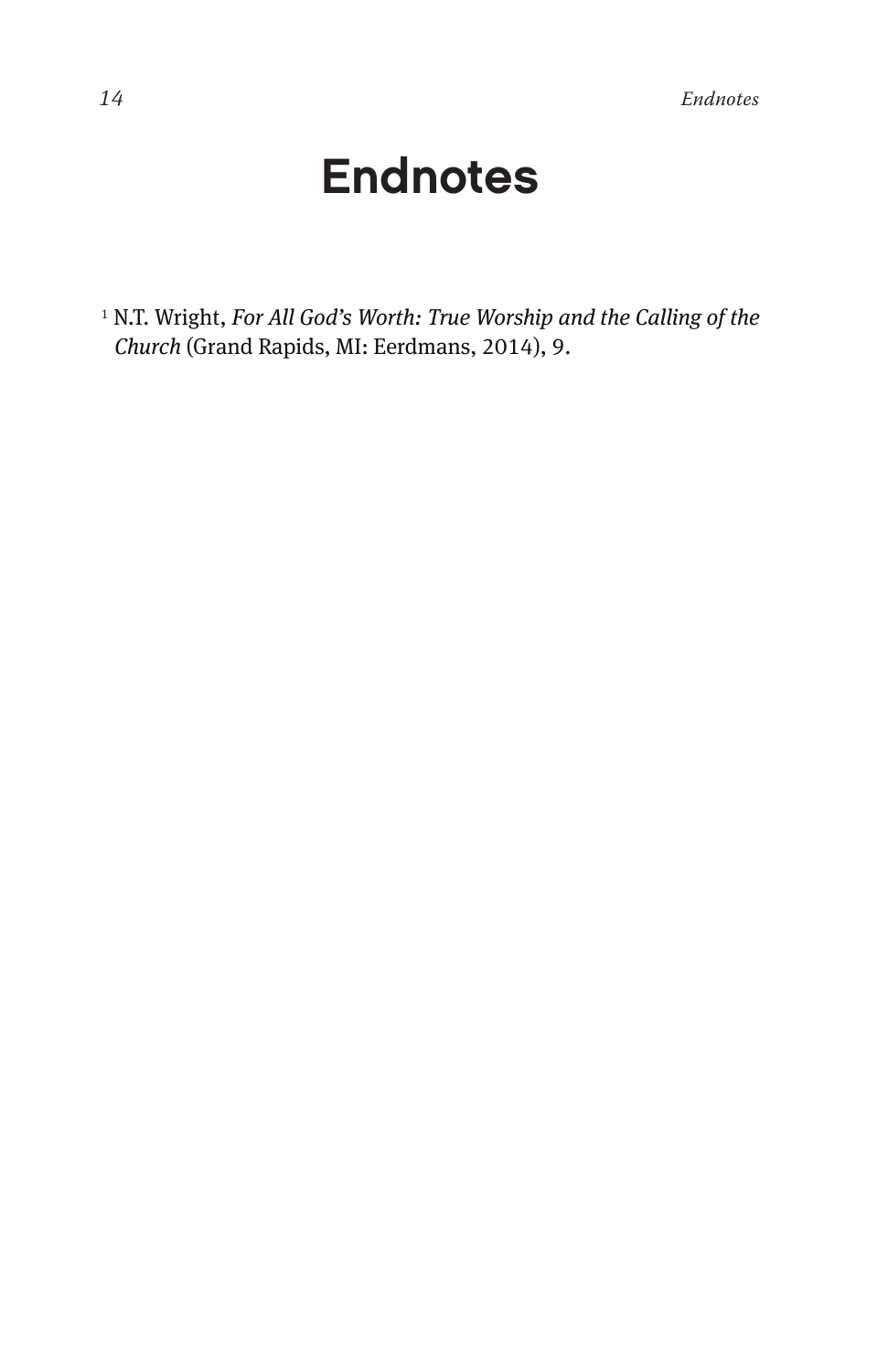# Endnotes

[1] N.T. Wright, *For All God's Worth: True Worship and the Calling of the Church* (Grand Rapids, MI: Eerdmans, 2014), 9.